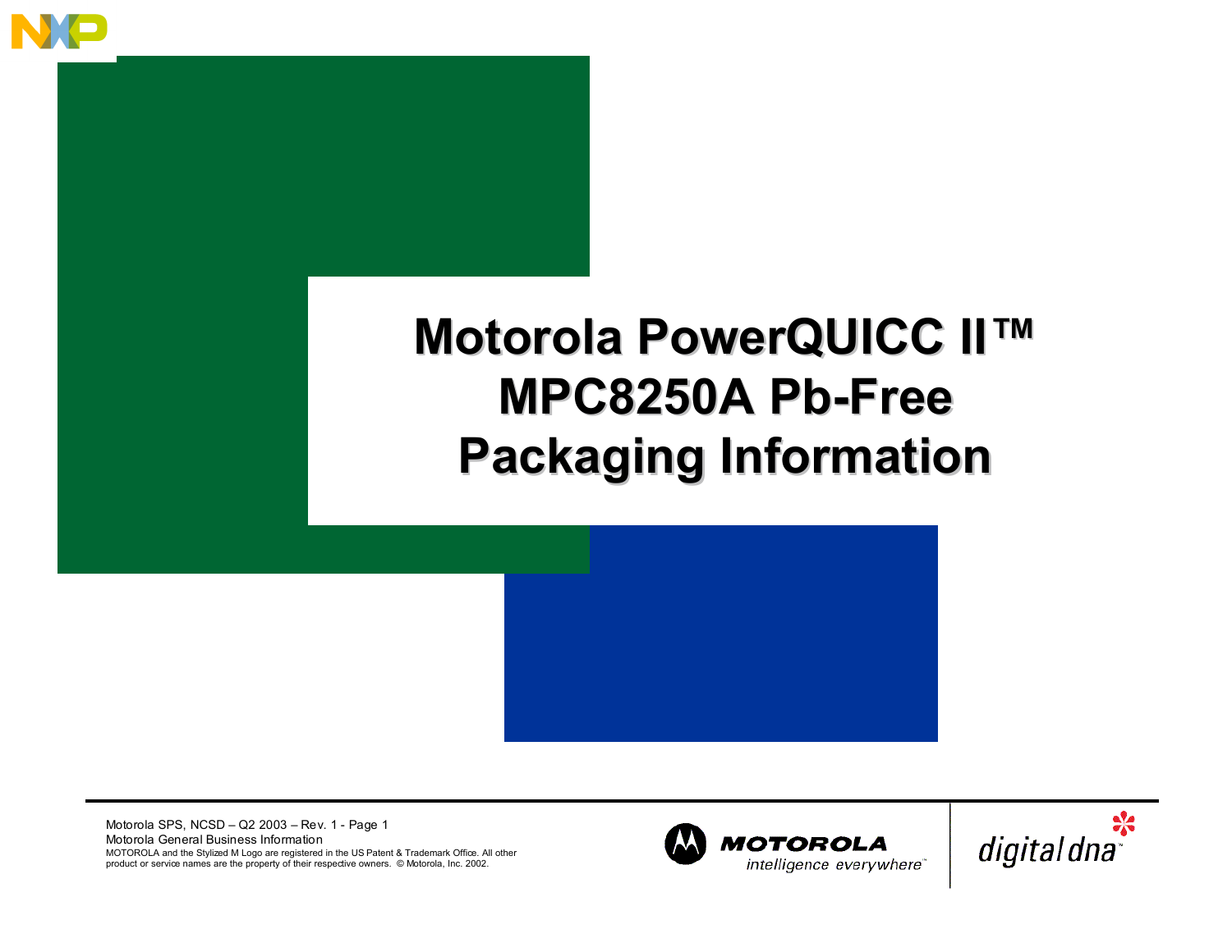# Motorola PowerQUICC II™ MPC8250A Pb-Free Packaging Information

Motorola SPS, NCSD – Q2 2003 – Rev. 1

Motorola General Business Information

MOTOROLA and the Stylized M Logo are registered in the US Patent & Trademark Office. All other product or service names are the property of their respective owners. © Motorola, Inc. 2002.

MOTOROLA *intelligence everywhere*™

digital dna™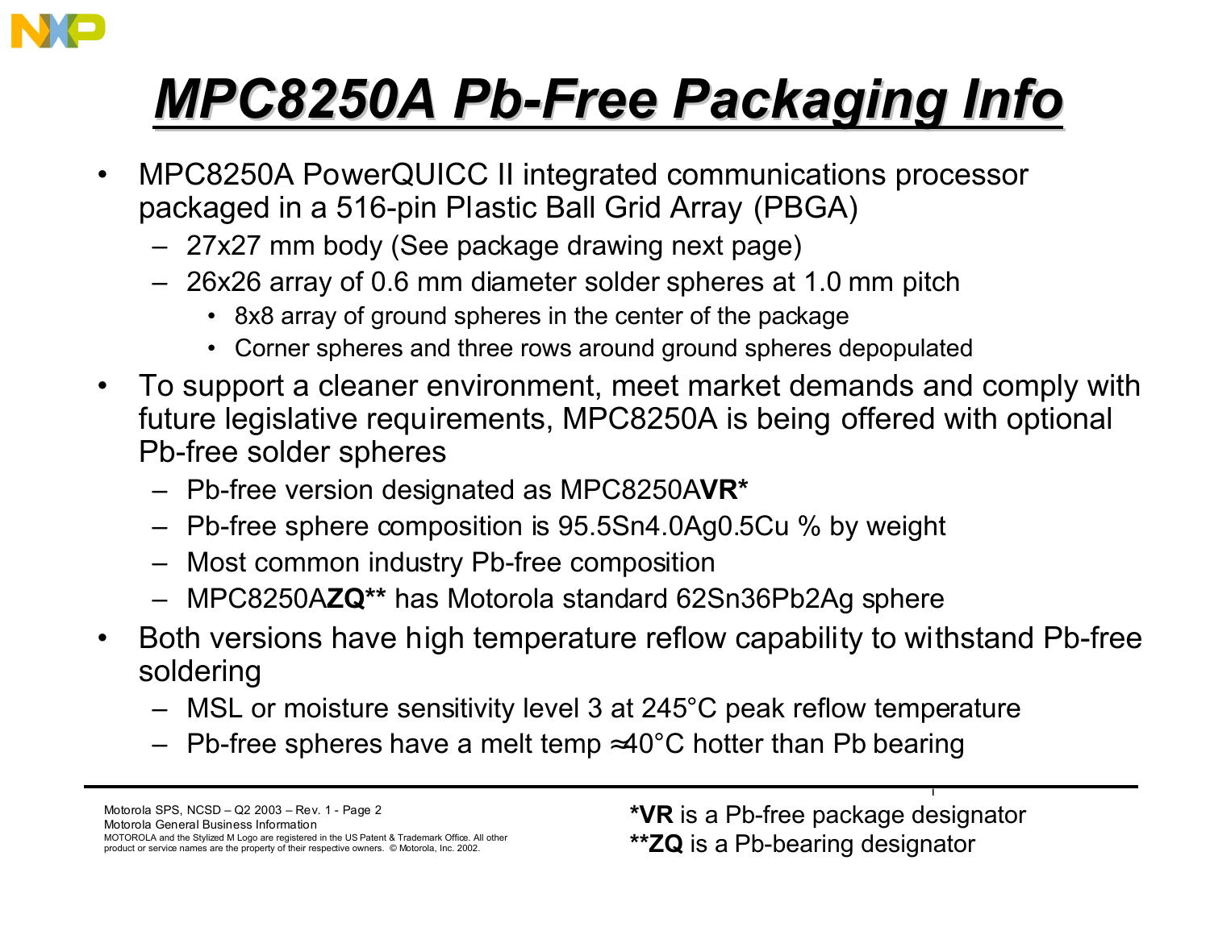# MPC8250A Pb-Free Packaging Info

- MPC8250A PowerQUICC II integrated communications processor packaged in a 516-pin Plastic Ball Grid Array (PBGA)
  - 27x27 mm body (See package drawing next page)
  - 26x26 array of 0.6 mm diameter solder spheres at 1.0 mm pitch
    - 8x8 array of ground spheres in the center of the package
    - Corner spheres and three rows around ground spheres depopulated
- To support a cleaner environment, meet market demands and comply with future legislative requirements, MPC8250A is being offered with optional Pb-free solder spheres
  - Pb-free version designated as MPC8250A**VR***
  - Pb-free sphere composition is 95.5Sn4.0Ag0.5Cu % by weight
  - Most common industry Pb-free composition
  - MPC8250A**ZQ**** has Motorola standard 62Sn36Pb2Ag sphere
- Both versions have high temperature reflow capability to withstand Pb-free soldering
  - MSL or moisture sensitivity level 3 at 245°C peak reflow temperature
  - Pb-free spheres have a melt temp ≈40°C hotter than Pb bearing

***VR** is a Pb-free package designator
****ZQ** is a Pb-bearing designator

Motorola General Business Information

MOTOROLA and the Stylized M Logo are registered in the US Patent & Trademark Office. All other product or service names are the property of their respective owners. © Motorola, Inc. 2002.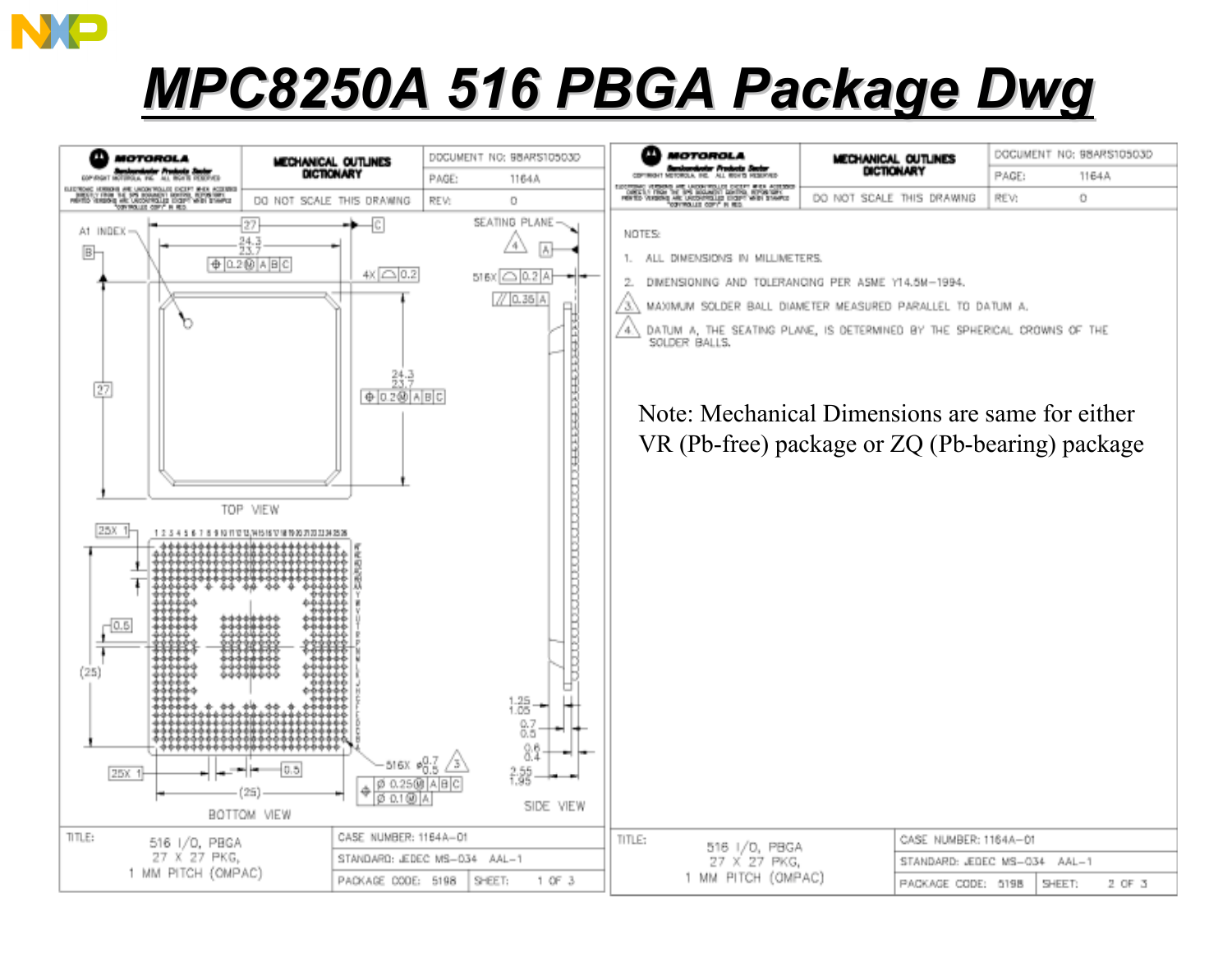# MPC8250A 516 PBGA Package Dwg

| MOTOROLA | MECHANICAL OUTLINES DICTIONARY | DOCUMENT NO: 98ARS10503D |
| --- | --- | --- |
| | DO NOT SCALE THIS DRAWING | PAGE: 1164A |
| | | REV: 0 |

TOP VIEW

BOTTOM VIEW

SIDE VIEW

| TITLE: 516 I/O, PBGA 27 X 27 PKG, 1 MM PITCH (OMPAC) | CASE NUMBER: 1164A–01 | |
| --- | --- | --- |
| | STANDARD: JEDEC MS–034 AAL–1 | |
| | PACKAGE CODE: 5198 | SHEET: 1 OF 3 |

| MOTOROLA | MECHANICAL OUTLINES DICTIONARY | DOCUMENT NO: 98ARS10503D |
| --- | --- | --- |
| | DO NOT SCALE THIS DRAWING | PAGE: 1164A |
| | | REV: 0 |

NOTES:

1. ALL DIMENSIONS IN MILLIMETERS.
2. DIMENSIONING AND TOLERANCING PER ASME Y14.5M–1994.
3. MAXIMUM SOLDER BALL DIAMETER MEASURED PARALLEL TO DATUM A.
4. DATUM A, THE SEATING PLANE, IS DETERMINED BY THE SPHERICAL CROWNS OF THE SOLDER BALLS.

Note: Mechanical Dimensions are same for either VR (Pb-free) package or ZQ (Pb-bearing) package

| TITLE: 516 I/O, PBGA 27 X 27 PKG, 1 MM PITCH (OMPAC) | CASE NUMBER: 1164A–01 | |
| --- | --- | --- |
| | STANDARD: JEDEC MS–034 AAL–1 | |
| | PACKAGE CODE: 5198 | SHEET: 2 OF 3 |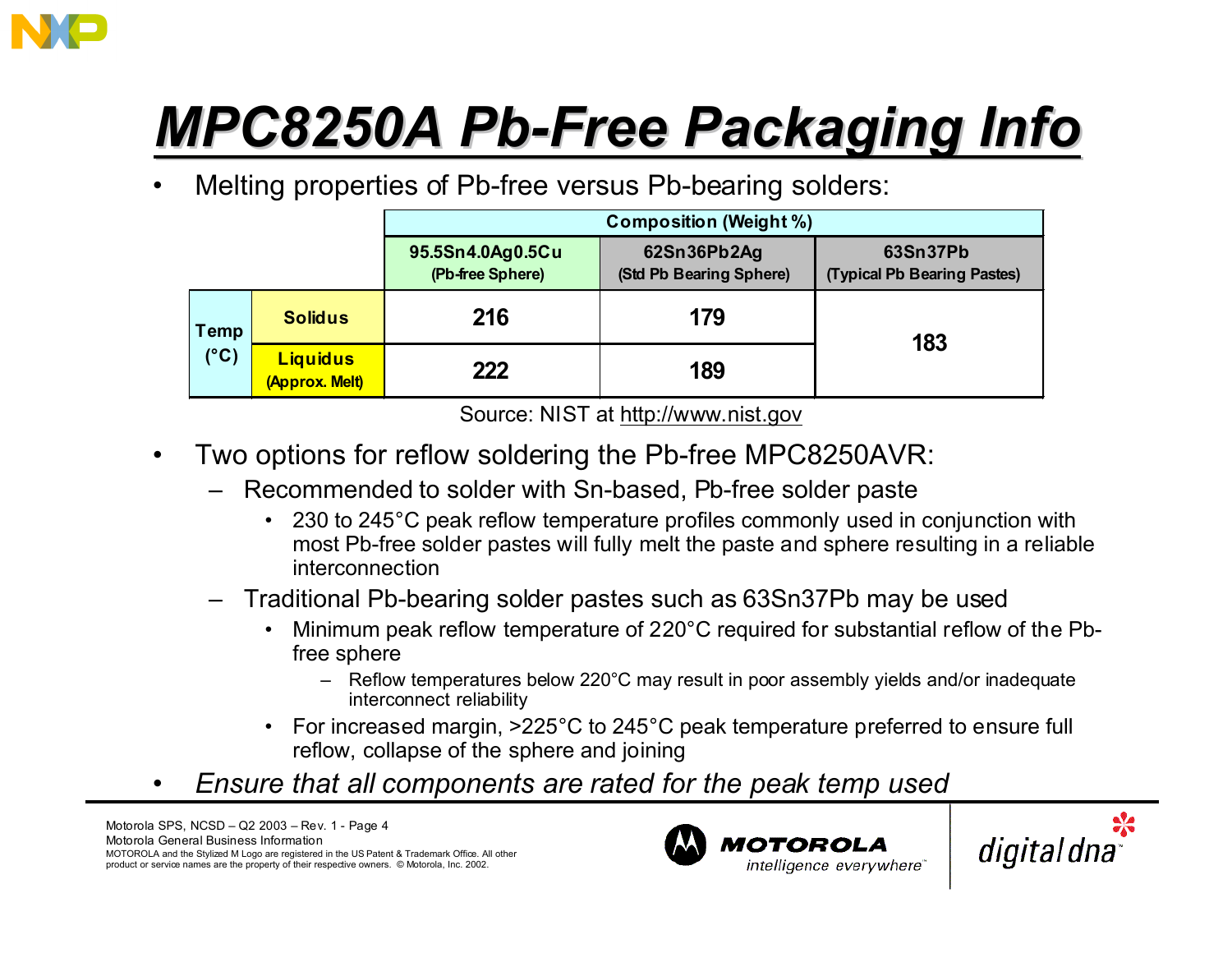# MPC8250A Pb-Free Packaging Info

- Melting properties of Pb-free versus Pb-bearing solders:

| | | Composition (Weight %) | | |
|---|---|---|---|---|
| | | 95.5Sn4.0Ag0.5Cu (Pb-free Sphere) | 62Sn36Pb2Ag (Std Pb Bearing Sphere) | 63Sn37Pb (Typical Pb Bearing Pastes) |
| Temp (°C) | Solidus | 216 | 179 | 183 |
| | Liquidus (Approx. Melt) | 222 | 189 | |

Source: NIST at http://www.nist.gov

- Two options for reflow soldering the Pb-free MPC8250AVR:
  - Recommended to solder with Sn-based, Pb-free solder paste
    - 230 to 245°C peak reflow temperature profiles commonly used in conjunction with most Pb-free solder pastes will fully melt the paste and sphere resulting in a reliable interconnection
  - Traditional Pb-bearing solder pastes such as 63Sn37Pb may be used
    - Minimum peak reflow temperature of 220°C required for substantial reflow of the Pb-free sphere
      - Reflow temperatures below 220°C may result in poor assembly yields and/or inadequate interconnect reliability
    - For increased margin, >225°C to 245°C peak temperature preferred to ensure full reflow, collapse of the sphere and joining
- *Ensure that all components are rated for the peak temp used*

Motorola SPS, NCSD – Q2 2003 – Rev. 1

Motorola General Business Information

MOTOROLA and the Stylized M Logo are registered in the US Patent & Trademark Office. All other product or service names are the property of their respective owners. © Motorola, Inc. 2002.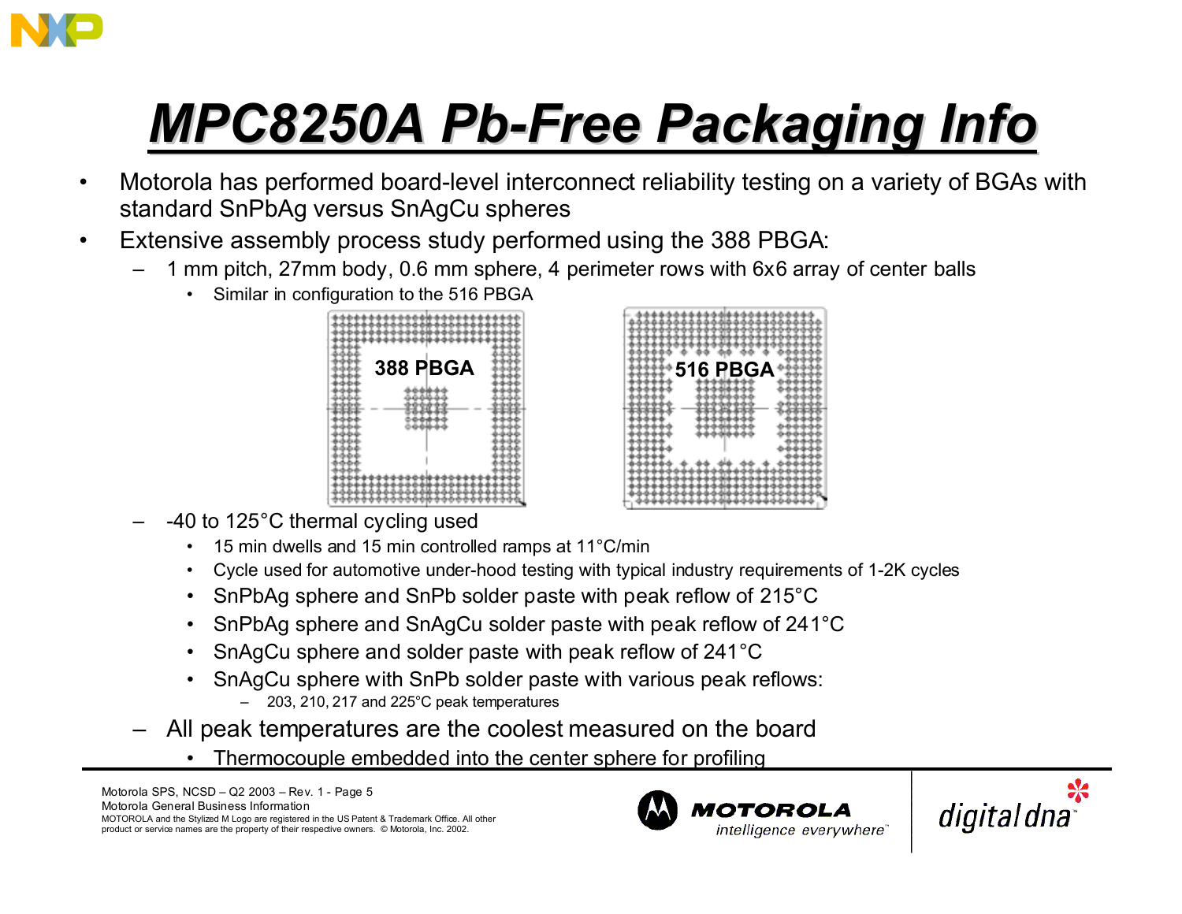# MPC8250A Pb-Free Packaging Info

- Motorola has performed board-level interconnect reliability testing on a variety of BGAs with standard SnPbAg versus SnAgCu spheres
- Extensive assembly process study performed using the 388 PBGA:
  - 1 mm pitch, 27mm body, 0.6 mm sphere, 4 perimeter rows with 6x6 array of center balls
    - Similar in configuration to the 516 PBGA

388 PBGA

516 PBGA

  - -40 to 125°C thermal cycling used
    - 15 min dwells and 15 min controlled ramps at 11°C/min
    - Cycle used for automotive under-hood testing with typical industry requirements of 1-2K cycles
    - SnPbAg sphere and SnPb solder paste with peak reflow of 215°C
    - SnPbAg sphere and SnAgCu solder paste with peak reflow of 241°C
    - SnAgCu sphere and solder paste with peak reflow of 241°C
    - SnAgCu sphere with SnPb solder paste with various peak reflows:
      - 203, 210, 217 and 225°C peak temperatures
  - All peak temperatures are the coolest measured on the board
    - Thermocouple embedded into the center sphere for profiling

Motorola SPS, NCSD – Q2 2003 – Rev. 1 - Page 5
Motorola General Business Information
MOTOROLA and the Stylized M Logo are registered in the US Patent & Trademark Office. All other product or service names are the property of their respective owners. © Motorola, Inc. 2002.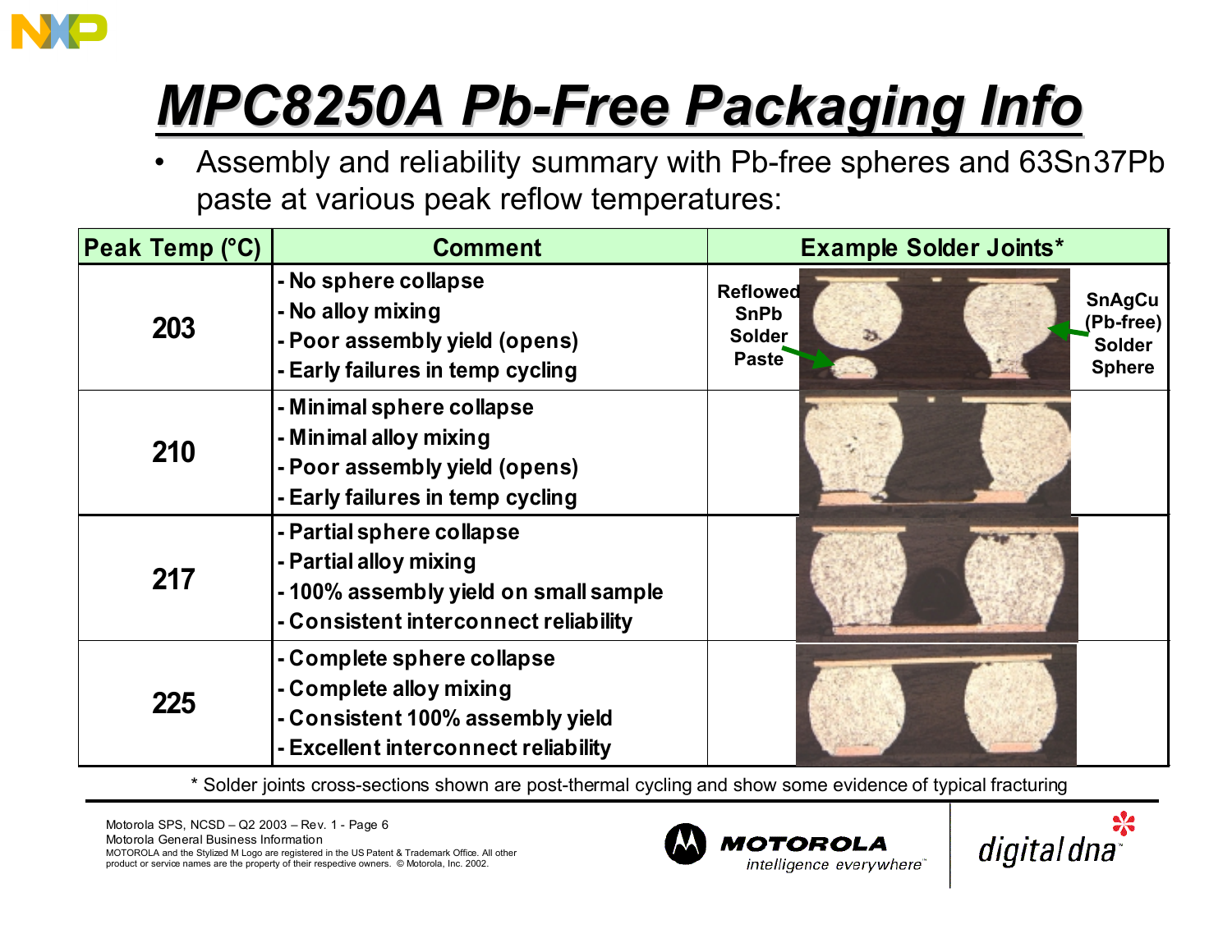# MPC8250A Pb-Free Packaging Info

- Assembly and reliability summary with Pb-free spheres and 63Sn37Pb paste at various peak reflow temperatures:

| Peak Temp (°C) | Comment | Example Solder Joints* |
|---|---|---|
| 203 | - No sphere collapse<br>- No alloy mixing<br>- Poor assembly yield (opens)<br>- Early failures in temp cycling | Reflowed SnPb Solder Paste; SnAgCu (Pb-free) Solder Sphere |
| 210 | - Minimal sphere collapse<br>- Minimal alloy mixing<br>- Poor assembly yield (opens)<br>- Early failures in temp cycling | |
| 217 | - Partial sphere collapse<br>- Partial alloy mixing<br>- 100% assembly yield on small sample<br>- Consistent interconnect reliability | |
| 225 | - Complete sphere collapse<br>- Complete alloy mixing<br>- Consistent 100% assembly yield<br>- Excellent interconnect reliability | |

\* Solder joints cross-sections shown are post-thermal cycling and show some evidence of typical fracturing

Motorola SPS, NCSD – Q2 2003 – Rev. 1 - Page 6
Motorola General Business Information
MOTOROLA and the Stylized M Logo are registered in the US Patent & Trademark Office. All other product or service names are the property of their respective owners. © Motorola, Inc. 2002.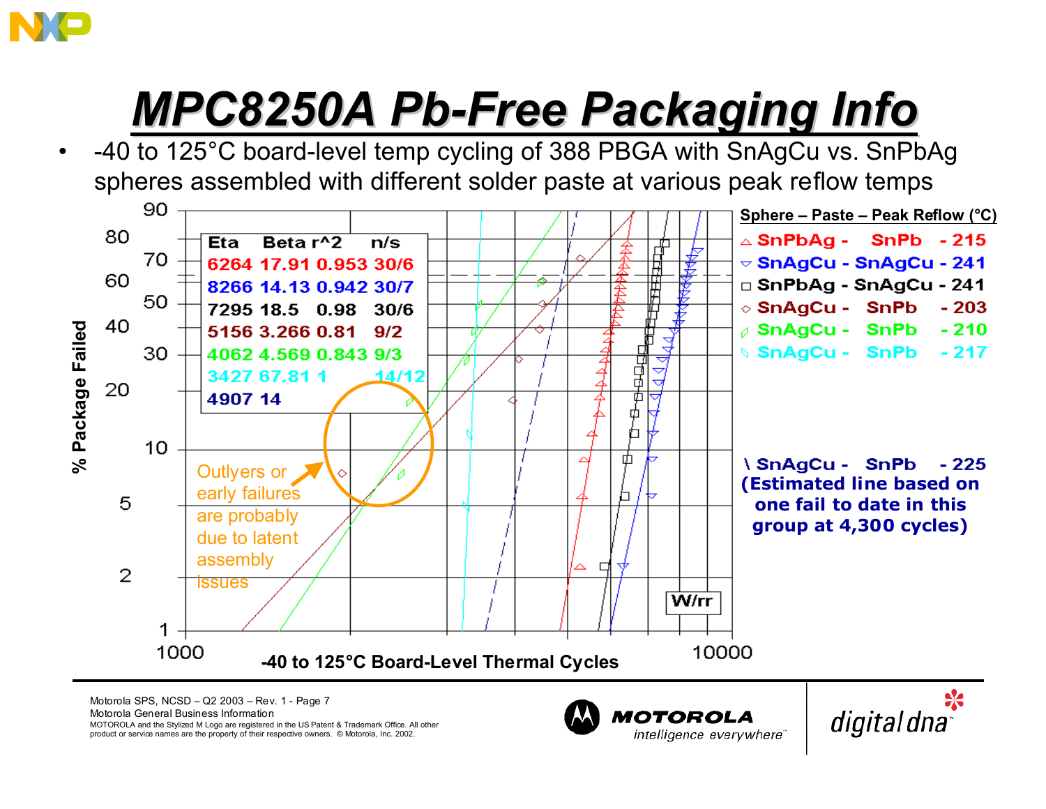# MPC8250A Pb-Free Packaging Info

- -40 to 125°C board-level temp cycling of 388 PBGA with SnAgCu vs. SnPbAg spheres assembled with different solder paste at various peak reflow temps

| Eta | Beta | r^2 | n/s |
|---|---|---|---|
| 6264 | 17.91 | 0.953 | 30/6 |
| 8266 | 14.13 | 0.942 | 30/7 |
| 7295 | 18.5 | 0.98 | 30/6 |
| 5156 | 3.266 | 0.81 | 9/2 |
| 4062 | 4.569 | 0.843 | 9/3 |
| 3427 | 67.81 | 1 | 14/12 |
| 4907 | 14 | | |

**Sphere – Paste – Peak Reflow (°C)**

- SnPbAg - SnPb - 215
- SnAgCu - SnAgCu - 241
- SnPbAg - SnAgCu - 241
- SnAgCu - SnPb - 203
- SnAgCu - SnPb - 210
- SnAgCu - SnPb - 217

\ SnAgCu - SnPb - 225 (Estimated line based on one fail to date in this group at 4,300 cycles)

Outlyers or early failures are probably due to latent assembly issues

% Package Failed

-40 to 125°C Board-Level Thermal Cycles

W/rr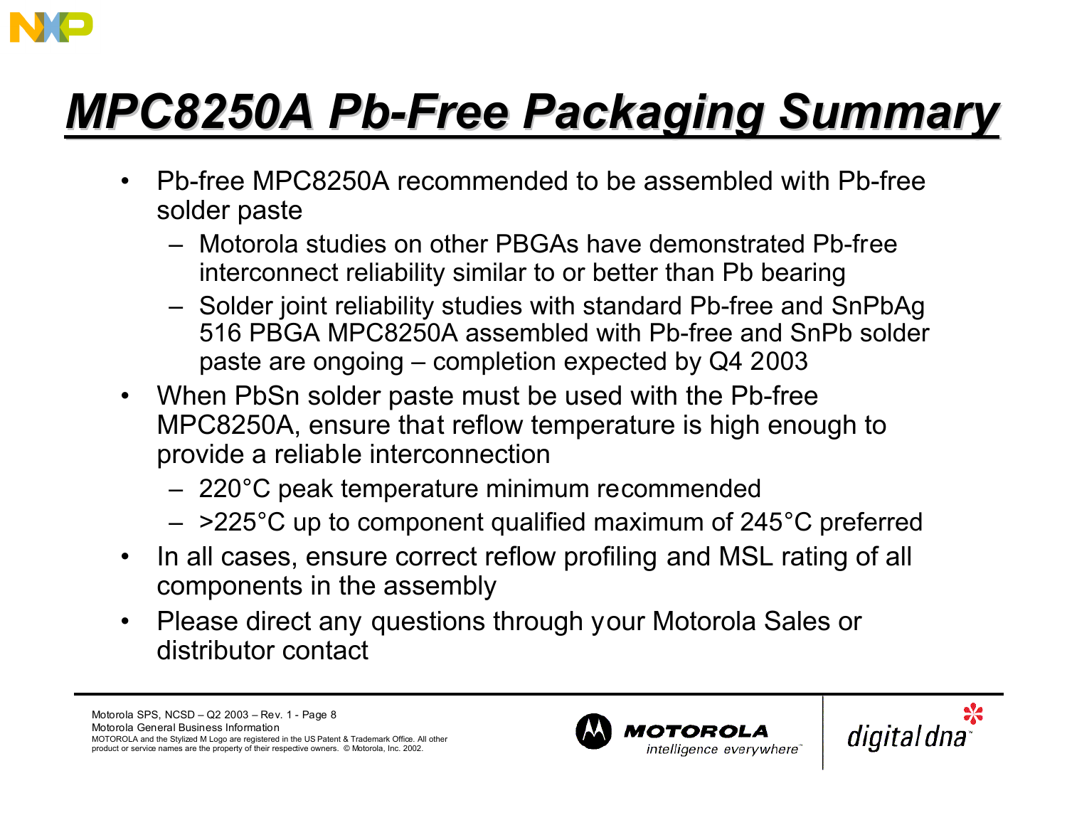# MPC8250A Pb-Free Packaging Summary

- Pb-free MPC8250A recommended to be assembled with Pb-free solder paste
  - Motorola studies on other PBGAs have demonstrated Pb-free interconnect reliability similar to or better than Pb bearing
  - Solder joint reliability studies with standard Pb-free and SnPbAg 516 PBGA MPC8250A assembled with Pb-free and SnPb solder paste are ongoing – completion expected by Q4 2003
- When PbSn solder paste must be used with the Pb-free MPC8250A, ensure that reflow temperature is high enough to provide a reliable interconnection
  - 220°C peak temperature minimum recommended
  - >225°C up to component qualified maximum of 245°C preferred
- In all cases, ensure correct reflow profiling and MSL rating of all components in the assembly
- Please direct any questions through your Motorola Sales or distributor contact